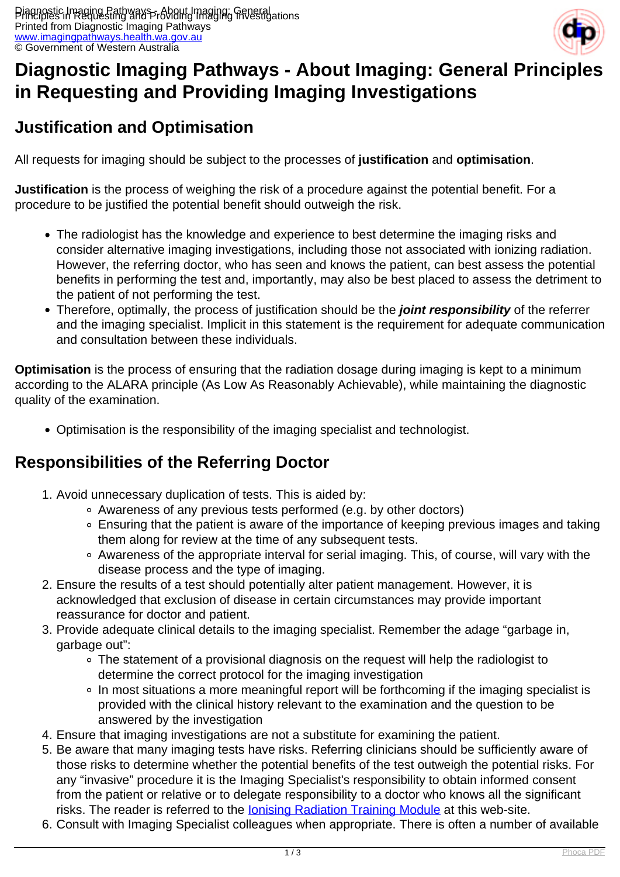# Diagnostic Imaging Pathways - About Imaging: General Principles in Requesting and Providing Imaging Investigations

## Justification and Optimisation

All requests for imaging should be subject to the processes of **justification** and **optimisation**.

**Justification** is the process of weighing the risk of a procedure against the potential benefit. For a procedure to be justified the potential benefit should outweigh the risk.

- The radiologist has the knowledge and experience to best determine the imaging risks and consider alternative imaging investigations, including those not associated with ionizing radiation. However, the referring doctor, who has seen and knows the patient, can best assess the potential benefits in performing the test and, importantly, may also be best placed to assess the detriment to the patient of not performing the test.
- Therefore, optimally, the process of justification should be the ***joint responsibility*** of the referrer and the imaging specialist. Implicit in this statement is the requirement for adequate communication and consultation between these individuals.

**Optimisation** is the process of ensuring that the radiation dosage during imaging is kept to a minimum according to the ALARA principle (As Low As Reasonably Achievable), while maintaining the diagnostic quality of the examination.

- Optimisation is the responsibility of the imaging specialist and technologist.

## Responsibilities of the Referring Doctor

1. Avoid unnecessary duplication of tests. This is aided by:
   - Awareness of any previous tests performed (e.g. by other doctors)
   - Ensuring that the patient is aware of the importance of keeping previous images and taking them along for review at the time of any subsequent tests.
   - Awareness of the appropriate interval for serial imaging. This, of course, will vary with the disease process and the type of imaging.
2. Ensure the results of a test should potentially alter patient management. However, it is acknowledged that exclusion of disease in certain circumstances may provide important reassurance for doctor and patient.
3. Provide adequate clinical details to the imaging specialist. Remember the adage "garbage in, garbage out":
   - The statement of a provisional diagnosis on the request will help the radiologist to determine the correct protocol for the imaging investigation
   - In most situations a more meaningful report will be forthcoming if the imaging specialist is provided with the clinical history relevant to the examination and the question to be answered by the investigation
4. Ensure that imaging investigations are not a substitute for examining the patient.
5. Be aware that many imaging tests have risks. Referring clinicians should be sufficiently aware of those risks to determine whether the potential benefits of the test outweigh the potential risks. For any "invasive" procedure it is the Imaging Specialist's responsibility to obtain informed consent from the patient or relative or to delegate responsibility to a doctor who knows all the significant risks. The reader is referred to the Ionising Radiation Training Module at this web-site.
6. Consult with Imaging Specialist colleagues when appropriate. There is often a number of available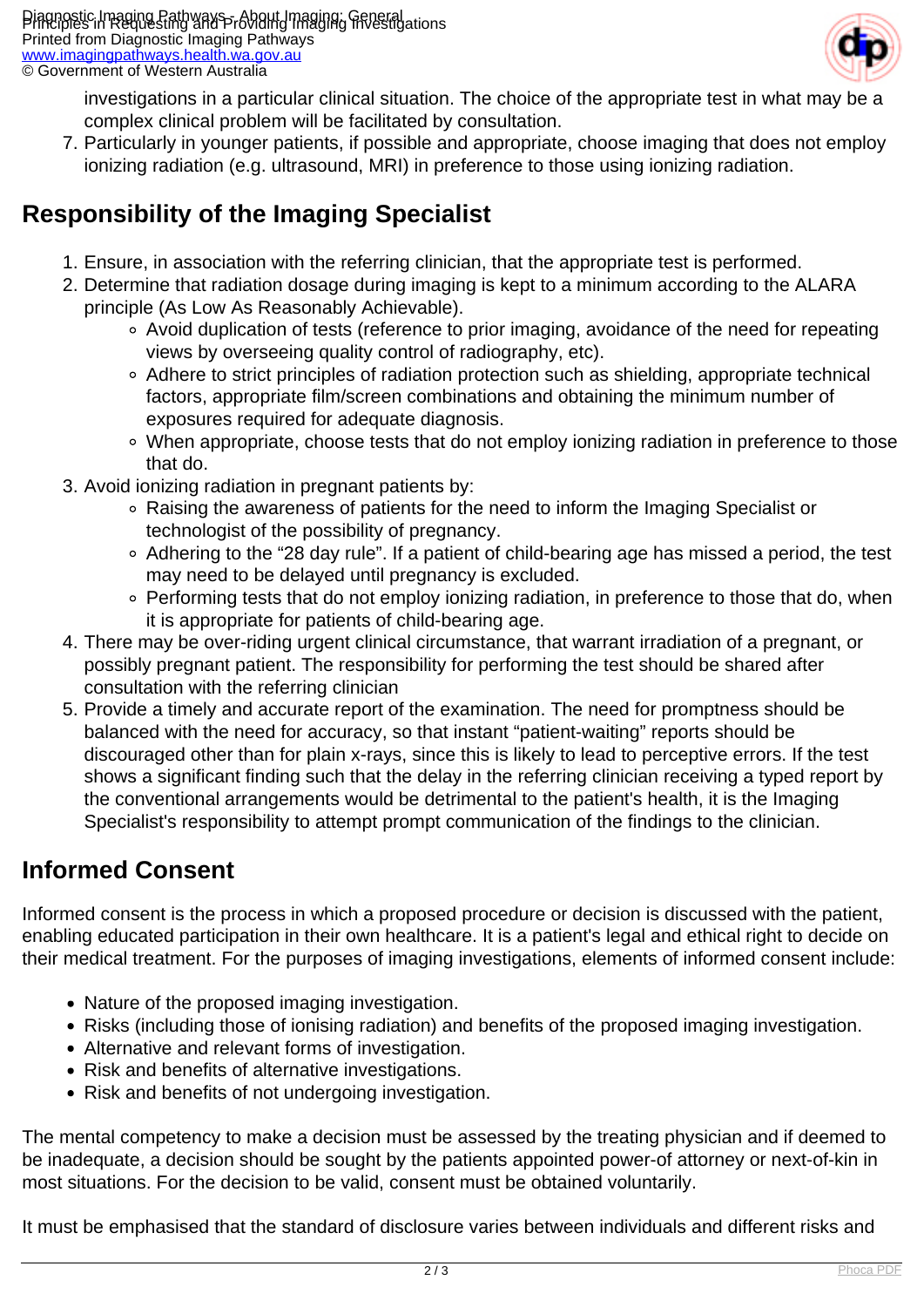investigations in a particular clinical situation. The choice of the appropriate test in what may be a complex clinical problem will be facilitated by consultation.
7. Particularly in younger patients, if possible and appropriate, choose imaging that does not employ ionizing radiation (e.g. ultrasound, MRI) in preference to those using ionizing radiation.

## Responsibility of the Imaging Specialist

1. Ensure, in association with the referring clinician, that the appropriate test is performed.
2. Determine that radiation dosage during imaging is kept to a minimum according to the ALARA principle (As Low As Reasonably Achievable).
    - Avoid duplication of tests (reference to prior imaging, avoidance of the need for repeating views by overseeing quality control of radiography, etc).
    - Adhere to strict principles of radiation protection such as shielding, appropriate technical factors, appropriate film/screen combinations and obtaining the minimum number of exposures required for adequate diagnosis.
    - When appropriate, choose tests that do not employ ionizing radiation in preference to those that do.
3. Avoid ionizing radiation in pregnant patients by:
    - Raising the awareness of patients for the need to inform the Imaging Specialist or technologist of the possibility of pregnancy.
    - Adhering to the “28 day rule”. If a patient of child-bearing age has missed a period, the test may need to be delayed until pregnancy is excluded.
    - Performing tests that do not employ ionizing radiation, in preference to those that do, when it is appropriate for patients of child-bearing age.
4. There may be over-riding urgent clinical circumstance, that warrant irradiation of a pregnant, or possibly pregnant patient. The responsibility for performing the test should be shared after consultation with the referring clinician
5. Provide a timely and accurate report of the examination. The need for promptness should be balanced with the need for accuracy, so that instant “patient-waiting” reports should be discouraged other than for plain x-rays, since this is likely to lead to perceptive errors. If the test shows a significant finding such that the delay in the referring clinician receiving a typed report by the conventional arrangements would be detrimental to the patient's health, it is the Imaging Specialist's responsibility to attempt prompt communication of the findings to the clinician.

## Informed Consent

Informed consent is the process in which a proposed procedure or decision is discussed with the patient, enabling educated participation in their own healthcare. It is a patient's legal and ethical right to decide on their medical treatment. For the purposes of imaging investigations, elements of informed consent include:

- Nature of the proposed imaging investigation.
- Risks (including those of ionising radiation) and benefits of the proposed imaging investigation.
- Alternative and relevant forms of investigation.
- Risk and benefits of alternative investigations.
- Risk and benefits of not undergoing investigation.

The mental competency to make a decision must be assessed by the treating physician and if deemed to be inadequate, a decision should be sought by the patients appointed power-of attorney or next-of-kin in most situations. For the decision to be valid, consent must be obtained voluntarily.

It must be emphasised that the standard of disclosure varies between individuals and different risks and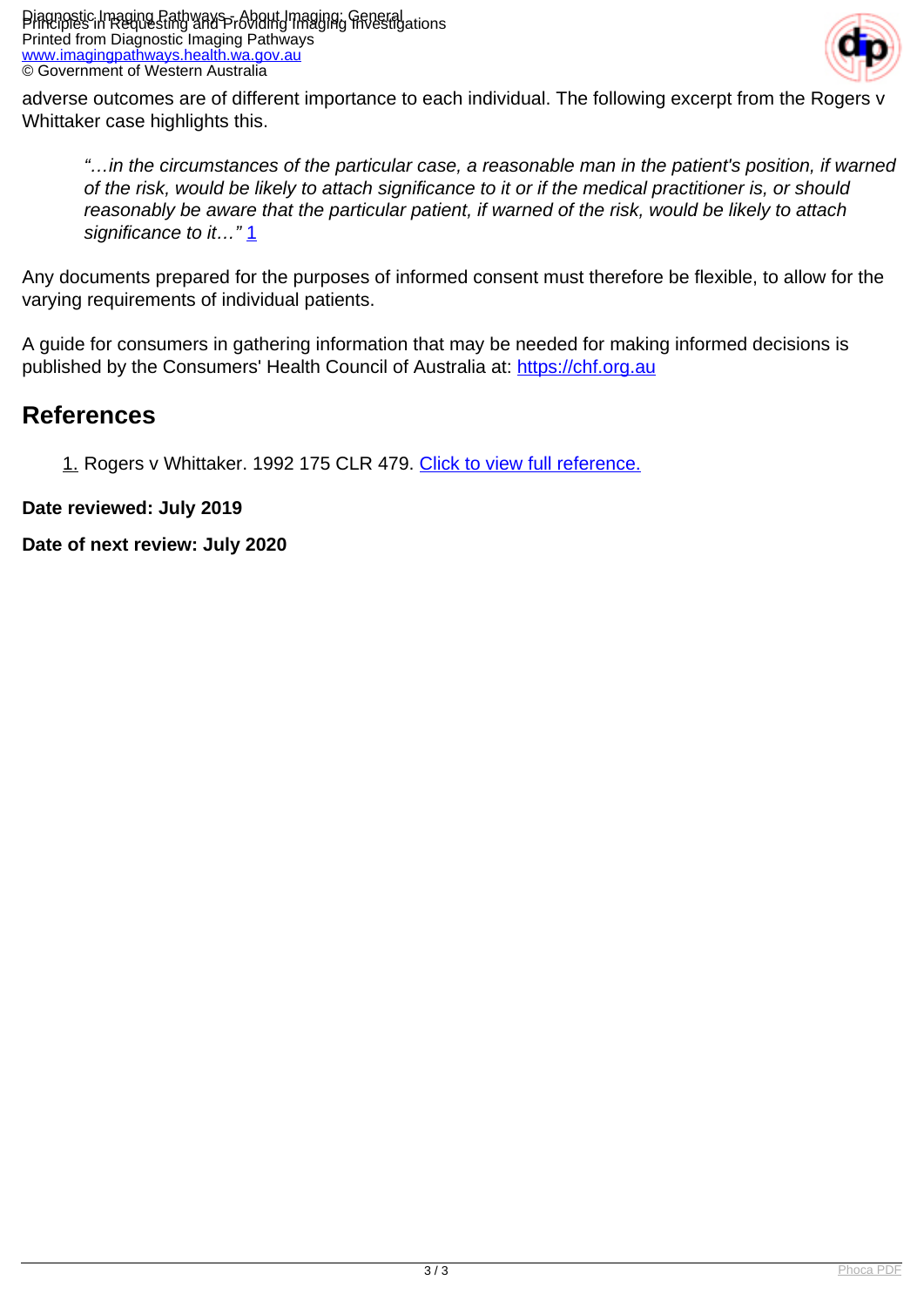adverse outcomes are of different importance to each individual. The following excerpt from the Rogers v Whittaker case highlights this.

> *"…in the circumstances of the particular case, a reasonable man in the patient's position, if warned of the risk, would be likely to attach significance to it or if the medical practitioner is, or should reasonably be aware that the particular patient, if warned of the risk, would be likely to attach significance to it…"* [1](#)

Any documents prepared for the purposes of informed consent must therefore be flexible, to allow for the varying requirements of individual patients.

A guide for consumers in gathering information that may be needed for making informed decisions is published by the Consumers' Health Council of Australia at: [https://chf.org.au](https://chf.org.au)

## References

1. Rogers v Whittaker. 1992 175 CLR 479. [Click to view full reference.](#)

**Date reviewed: July 2019**

**Date of next review: July 2020**